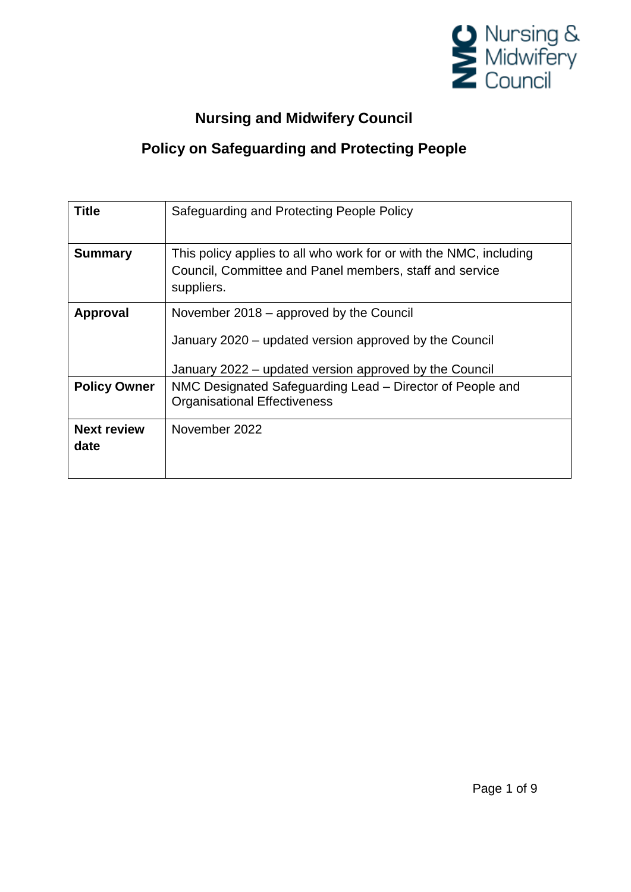Nursing & Midwifery Council

# Nursing and Midwifery Council

## Policy on Safeguarding and Protecting People

| **Title** | Safeguarding and Protecting People Policy |
|---|---|
| **Summary** | This policy applies to all who work for or with the NMC, including Council, Committee and Panel members, staff and service suppliers. |
| **Approval** | November 2018 – approved by the Council<br><br>January 2020 – updated version approved by the Council<br><br>January 2022 – updated version approved by the Council |
| **Policy Owner** | NMC Designated Safeguarding Lead – Director of People and Organisational Effectiveness |
| **Next review date** | November 2022 |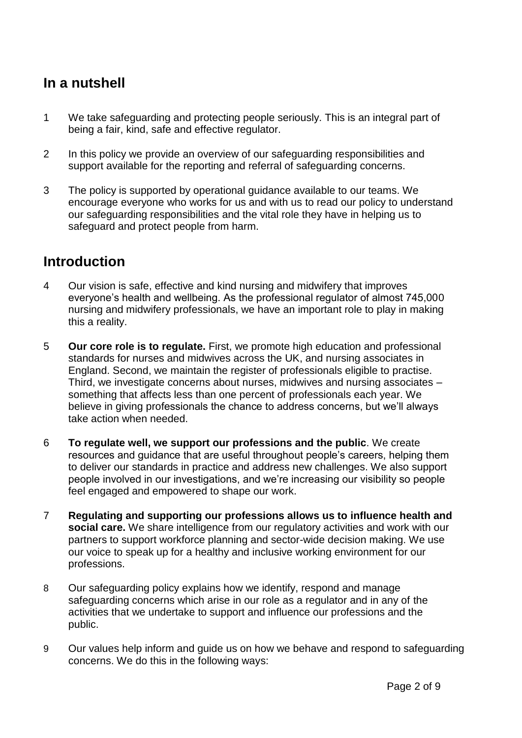## In a nutshell

1 We take safeguarding and protecting people seriously. This is an integral part of being a fair, kind, safe and effective regulator.

2 In this policy we provide an overview of our safeguarding responsibilities and support available for the reporting and referral of safeguarding concerns.

3 The policy is supported by operational guidance available to our teams. We encourage everyone who works for us and with us to read our policy to understand our safeguarding responsibilities and the vital role they have in helping us to safeguard and protect people from harm.

## Introduction

4 Our vision is safe, effective and kind nursing and midwifery that improves everyone's health and wellbeing. As the professional regulator of almost 745,000 nursing and midwifery professionals, we have an important role to play in making this a reality.

5 **Our core role is to regulate.** First, we promote high education and professional standards for nurses and midwives across the UK, and nursing associates in England. Second, we maintain the register of professionals eligible to practise. Third, we investigate concerns about nurses, midwives and nursing associates – something that affects less than one percent of professionals each year. We believe in giving professionals the chance to address concerns, but we'll always take action when needed.

6 **To regulate well, we support our professions and the public**. We create resources and guidance that are useful throughout people's careers, helping them to deliver our standards in practice and address new challenges. We also support people involved in our investigations, and we're increasing our visibility so people feel engaged and empowered to shape our work.

7 **Regulating and supporting our professions allows us to influence health and social care.** We share intelligence from our regulatory activities and work with our partners to support workforce planning and sector-wide decision making. We use our voice to speak up for a healthy and inclusive working environment for our professions.

8 Our safeguarding policy explains how we identify, respond and manage safeguarding concerns which arise in our role as a regulator and in any of the activities that we undertake to support and influence our professions and the public.

9 Our values help inform and guide us on how we behave and respond to safeguarding concerns. We do this in the following ways: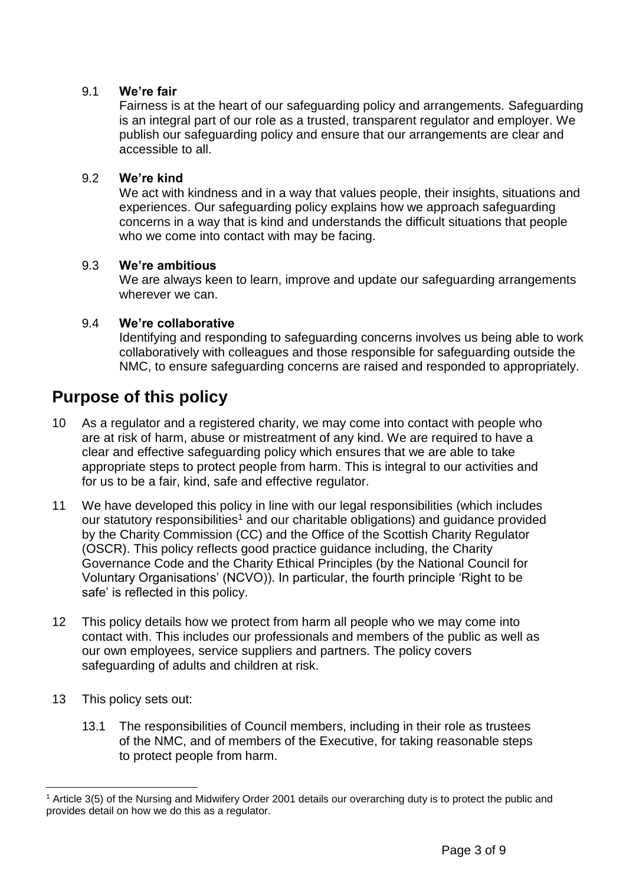9.1 **We're fair**

Fairness is at the heart of our safeguarding policy and arrangements. Safeguarding is an integral part of our role as a trusted, transparent regulator and employer. We publish our safeguarding policy and ensure that our arrangements are clear and accessible to all.

9.2 **We're kind**

We act with kindness and in a way that values people, their insights, situations and experiences. Our safeguarding policy explains how we approach safeguarding concerns in a way that is kind and understands the difficult situations that people who we come into contact with may be facing.

9.3 **We're ambitious**

We are always keen to learn, improve and update our safeguarding arrangements wherever we can.

9.4 **We're collaborative**

Identifying and responding to safeguarding concerns involves us being able to work collaboratively with colleagues and those responsible for safeguarding outside the NMC, to ensure safeguarding concerns are raised and responded to appropriately.

## Purpose of this policy

10 As a regulator and a registered charity, we may come into contact with people who are at risk of harm, abuse or mistreatment of any kind. We are required to have a clear and effective safeguarding policy which ensures that we are able to take appropriate steps to protect people from harm. This is integral to our activities and for us to be a fair, kind, safe and effective regulator.

11 We have developed this policy in line with our legal responsibilities (which includes our statutory responsibilities[1] and our charitable obligations) and guidance provided by the Charity Commission (CC) and the Office of the Scottish Charity Regulator (OSCR). This policy reflects good practice guidance including, the Charity Governance Code and the Charity Ethical Principles (by the National Council for Voluntary Organisations' (NCVO)). In particular, the fourth principle 'Right to be safe' is reflected in this policy.

12 This policy details how we protect from harm all people who we may come into contact with. This includes our professionals and members of the public as well as our own employees, service suppliers and partners. The policy covers safeguarding of adults and children at risk.

13 This policy sets out:

13.1 The responsibilities of Council members, including in their role as trustees of the NMC, and of members of the Executive, for taking reasonable steps to protect people from harm.

[1] Article 3(5) of the Nursing and Midwifery Order 2001 details our overarching duty is to protect the public and provides detail on how we do this as a regulator.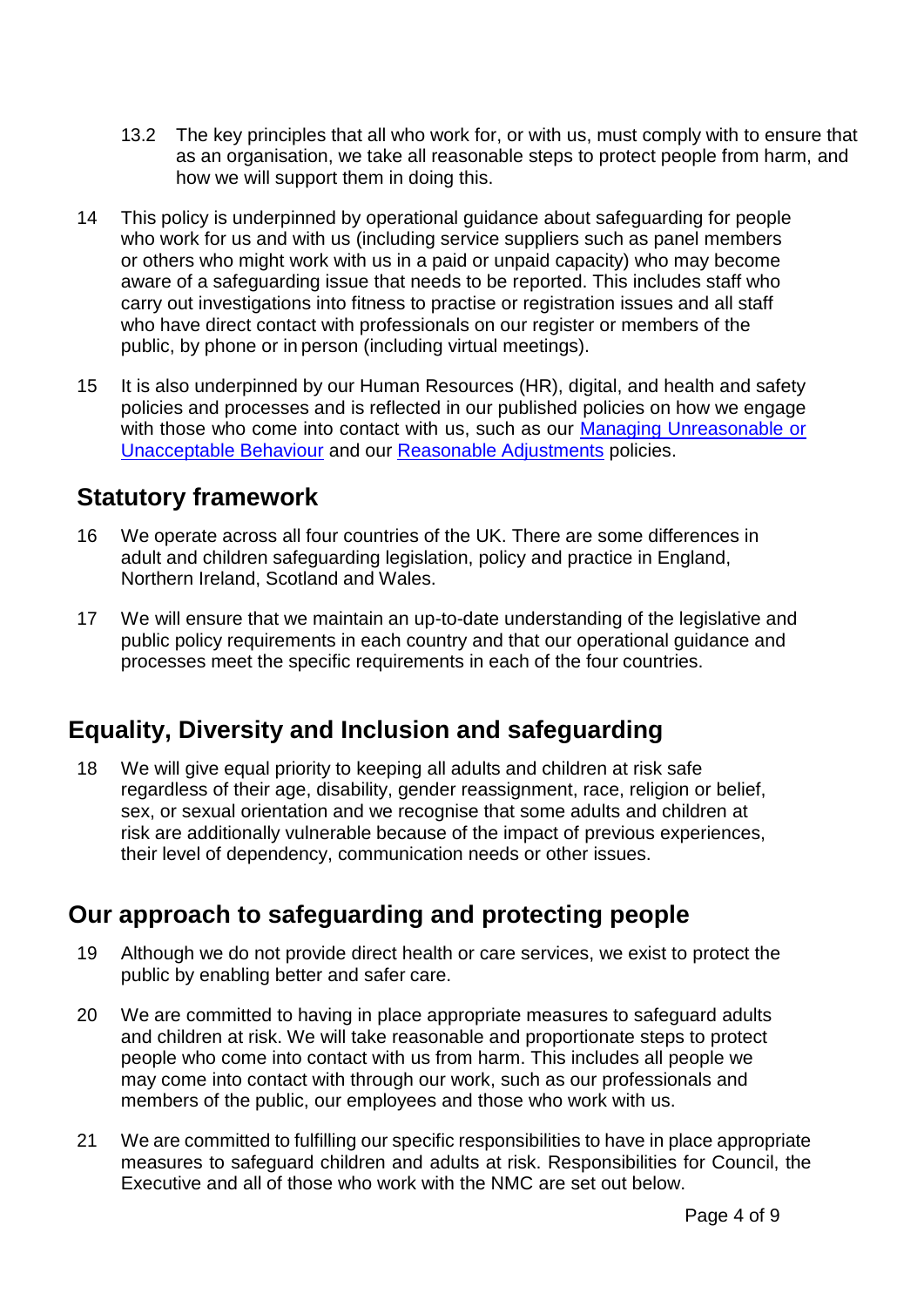13.2 The key principles that all who work for, or with us, must comply with to ensure that as an organisation, we take all reasonable steps to protect people from harm, and how we will support them in doing this.

14 This policy is underpinned by operational guidance about safeguarding for people who work for us and with us (including service suppliers such as panel members or others who might work with us in a paid or unpaid capacity) who may become aware of a safeguarding issue that needs to be reported. This includes staff who carry out investigations into fitness to practise or registration issues and all staff who have direct contact with professionals on our register or members of the public, by phone or in person (including virtual meetings).

15 It is also underpinned by our Human Resources (HR), digital, and health and safety policies and processes and is reflected in our published policies on how we engage with those who come into contact with us, such as our Managing Unreasonable or Unacceptable Behaviour and our Reasonable Adjustments policies.

## Statutory framework

16 We operate across all four countries of the UK. There are some differences in adult and children safeguarding legislation, policy and practice in England, Northern Ireland, Scotland and Wales.

17 We will ensure that we maintain an up-to-date understanding of the legislative and public policy requirements in each country and that our operational guidance and processes meet the specific requirements in each of the four countries.

## Equality, Diversity and Inclusion and safeguarding

18 We will give equal priority to keeping all adults and children at risk safe regardless of their age, disability, gender reassignment, race, religion or belief, sex, or sexual orientation and we recognise that some adults and children at risk are additionally vulnerable because of the impact of previous experiences, their level of dependency, communication needs or other issues.

## Our approach to safeguarding and protecting people

19 Although we do not provide direct health or care services, we exist to protect the public by enabling better and safer care.

20 We are committed to having in place appropriate measures to safeguard adults and children at risk. We will take reasonable and proportionate steps to protect people who come into contact with us from harm. This includes all people we may come into contact with through our work, such as our professionals and members of the public, our employees and those who work with us.

21 We are committed to fulfilling our specific responsibilities to have in place appropriate measures to safeguard children and adults at risk. Responsibilities for Council, the Executive and all of those who work with the NMC are set out below.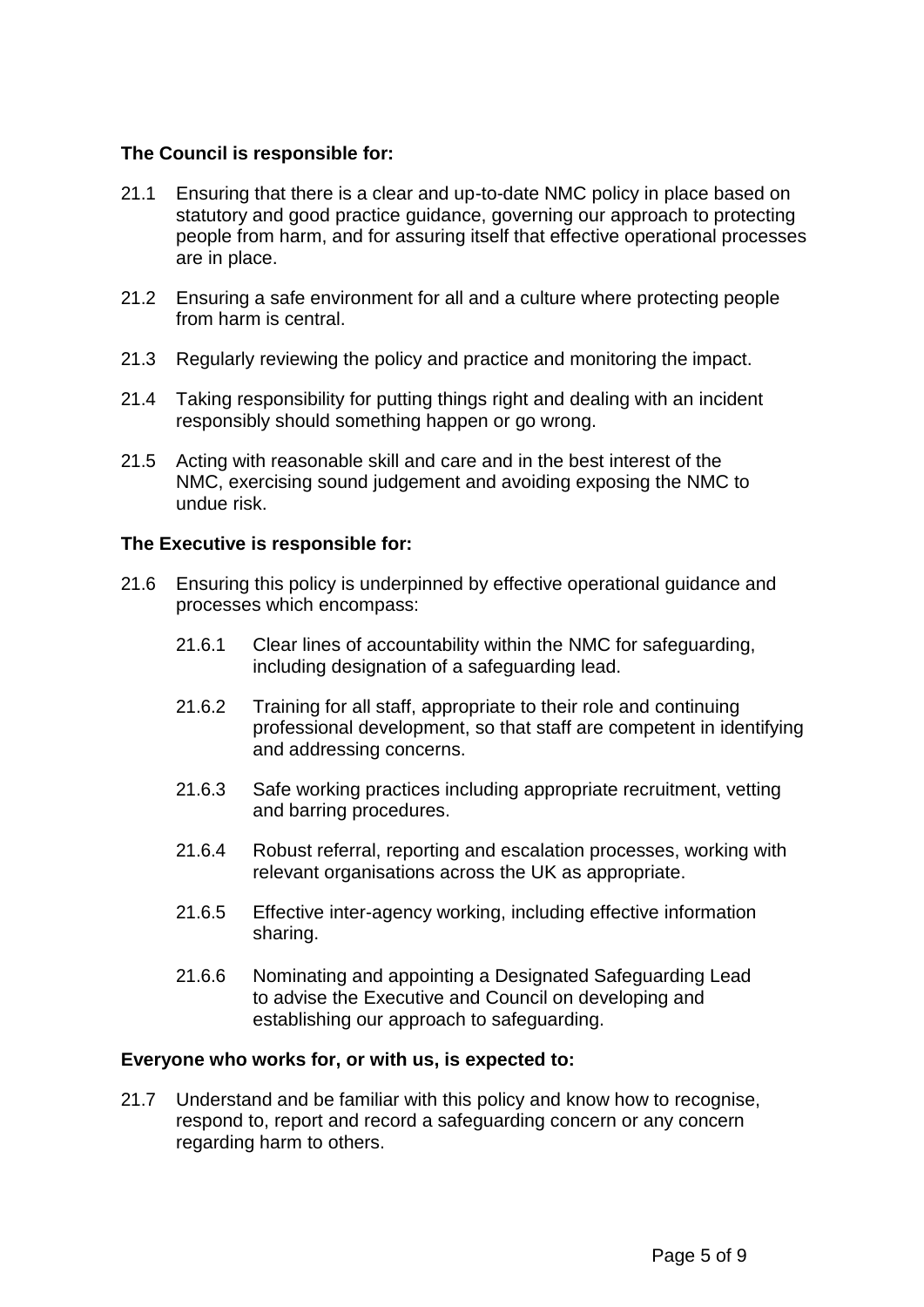**The Council is responsible for:**

21.1 Ensuring that there is a clear and up-to-date NMC policy in place based on statutory and good practice guidance, governing our approach to protecting people from harm, and for assuring itself that effective operational processes are in place.

21.2 Ensuring a safe environment for all and a culture where protecting people from harm is central.

21.3 Regularly reviewing the policy and practice and monitoring the impact.

21.4 Taking responsibility for putting things right and dealing with an incident responsibly should something happen or go wrong.

21.5 Acting with reasonable skill and care and in the best interest of the NMC, exercising sound judgement and avoiding exposing the NMC to undue risk.

**The Executive is responsible for:**

21.6 Ensuring this policy is underpinned by effective operational guidance and processes which encompass:

- 21.6.1 Clear lines of accountability within the NMC for safeguarding, including designation of a safeguarding lead.
- 21.6.2 Training for all staff, appropriate to their role and continuing professional development, so that staff are competent in identifying and addressing concerns.
- 21.6.3 Safe working practices including appropriate recruitment, vetting and barring procedures.
- 21.6.4 Robust referral, reporting and escalation processes, working with relevant organisations across the UK as appropriate.
- 21.6.5 Effective inter-agency working, including effective information sharing.
- 21.6.6 Nominating and appointing a Designated Safeguarding Lead to advise the Executive and Council on developing and establishing our approach to safeguarding.

**Everyone who works for, or with us, is expected to:**

21.7 Understand and be familiar with this policy and know how to recognise, respond to, report and record a safeguarding concern or any concern regarding harm to others.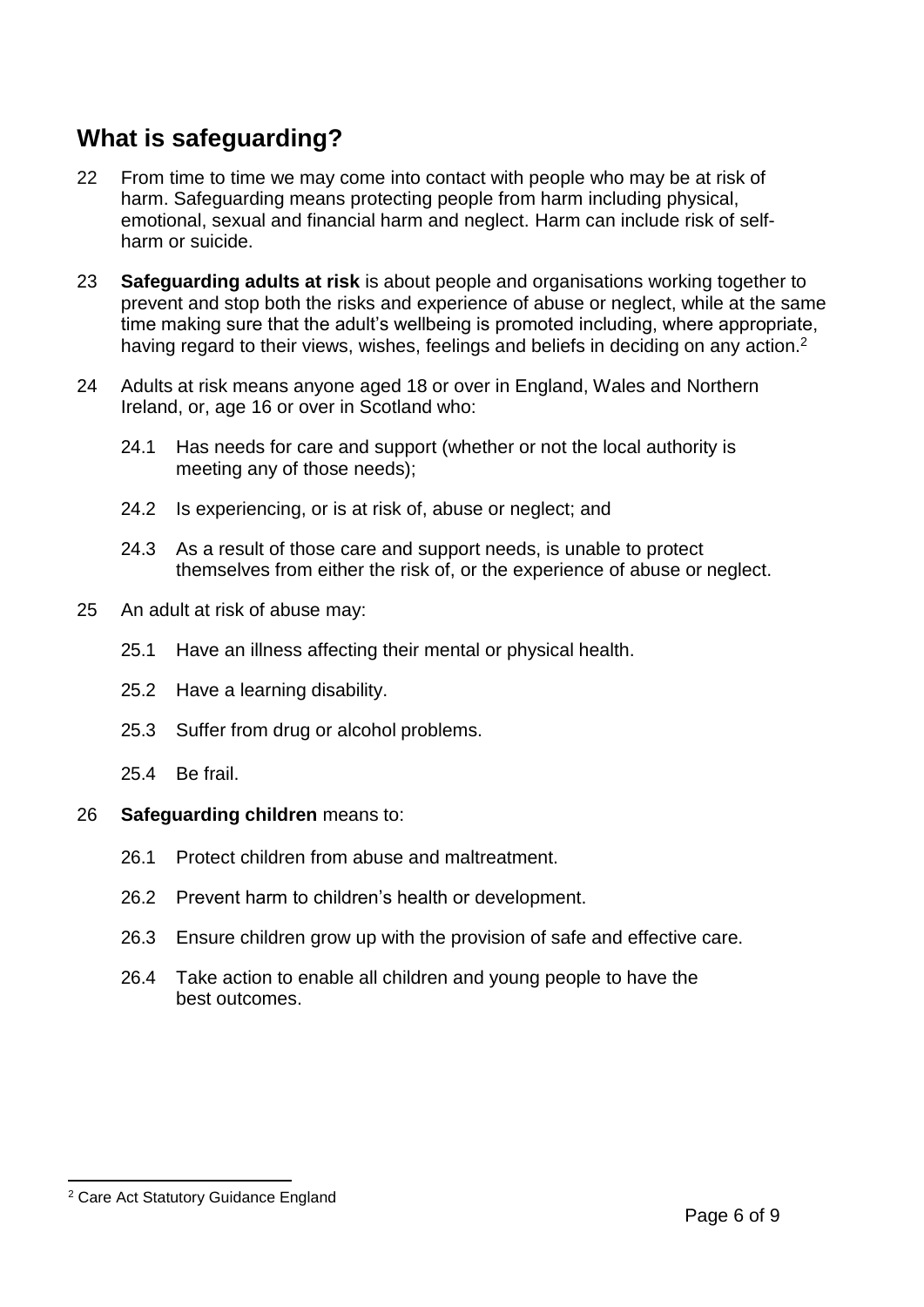## What is safeguarding?

22 From time to time we may come into contact with people who may be at risk of harm. Safeguarding means protecting people from harm including physical, emotional, sexual and financial harm and neglect. Harm can include risk of self-harm or suicide.

23 **Safeguarding adults at risk** is about people and organisations working together to prevent and stop both the risks and experience of abuse or neglect, while at the same time making sure that the adult's wellbeing is promoted including, where appropriate, having regard to their views, wishes, feelings and beliefs in deciding on any action.[2]

24 Adults at risk means anyone aged 18 or over in England, Wales and Northern Ireland, or, age 16 or over in Scotland who:

- 24.1 Has needs for care and support (whether or not the local authority is meeting any of those needs);
- 24.2 Is experiencing, or is at risk of, abuse or neglect; and
- 24.3 As a result of those care and support needs, is unable to protect themselves from either the risk of, or the experience of abuse or neglect.

25 An adult at risk of abuse may:

- 25.1 Have an illness affecting their mental or physical health.
- 25.2 Have a learning disability.
- 25.3 Suffer from drug or alcohol problems.
- 25.4 Be frail.

26 **Safeguarding children** means to:

- 26.1 Protect children from abuse and maltreatment.
- 26.2 Prevent harm to children's health or development.
- 26.3 Ensure children grow up with the provision of safe and effective care.
- 26.4 Take action to enable all children and young people to have the best outcomes.

---

[2] Care Act Statutory Guidance England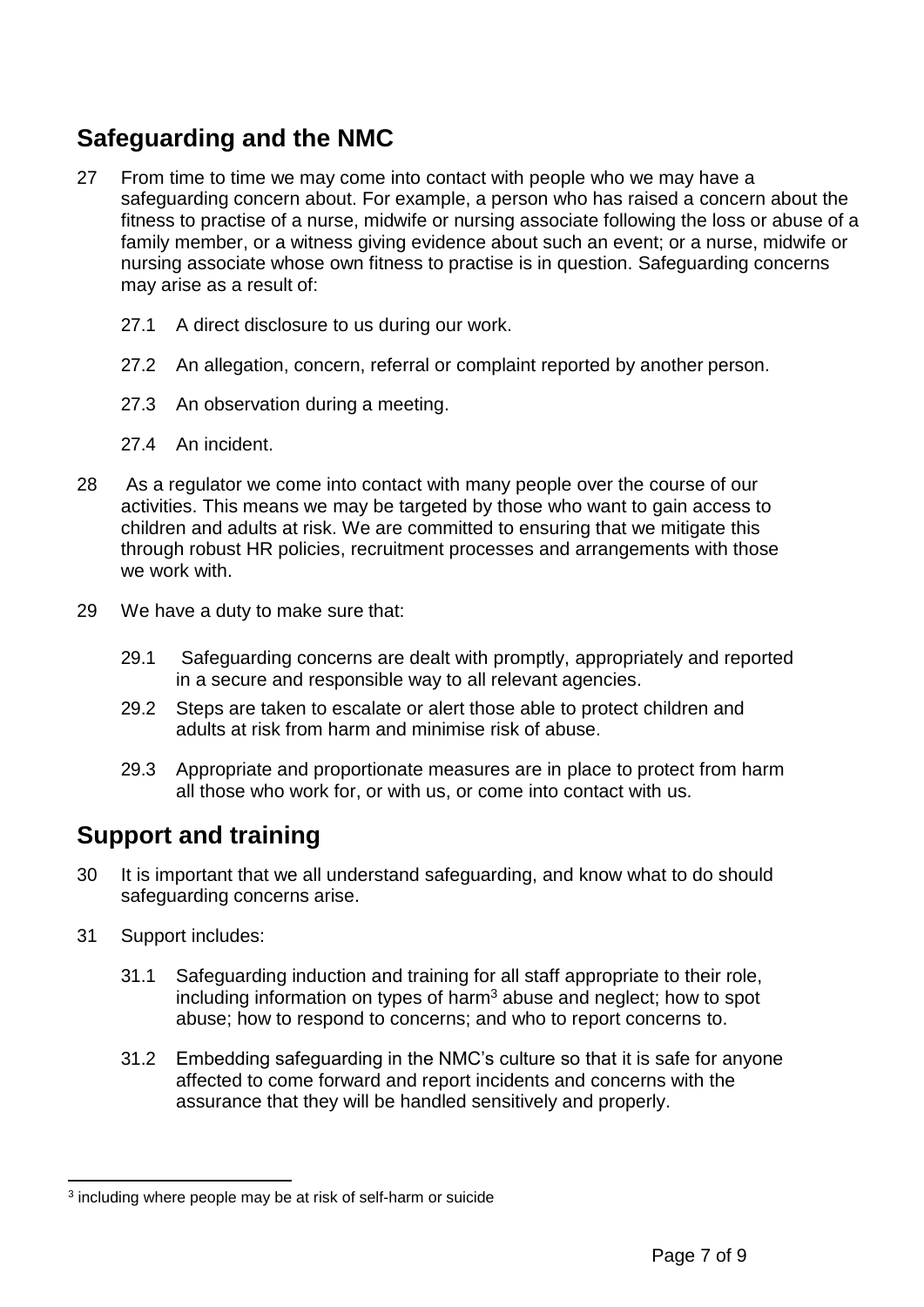## Safeguarding and the NMC

27 From time to time we may come into contact with people who we may have a safeguarding concern about. For example, a person who has raised a concern about the fitness to practise of a nurse, midwife or nursing associate following the loss or abuse of a family member, or a witness giving evidence about such an event; or a nurse, midwife or nursing associate whose own fitness to practise is in question. Safeguarding concerns may arise as a result of:

  27.1 A direct disclosure to us during our work.

  27.2 An allegation, concern, referral or complaint reported by another person.

  27.3 An observation during a meeting.

  27.4 An incident.

28 As a regulator we come into contact with many people over the course of our activities. This means we may be targeted by those who want to gain access to children and adults at risk. We are committed to ensuring that we mitigate this through robust HR policies, recruitment processes and arrangements with those we work with.

29 We have a duty to make sure that:

  29.1 Safeguarding concerns are dealt with promptly, appropriately and reported in a secure and responsible way to all relevant agencies.

  29.2 Steps are taken to escalate or alert those able to protect children and adults at risk from harm and minimise risk of abuse.

  29.3 Appropriate and proportionate measures are in place to protect from harm all those who work for, or with us, or come into contact with us.

## Support and training

30 It is important that we all understand safeguarding, and know what to do should safeguarding concerns arise.

31 Support includes:

  31.1 Safeguarding induction and training for all staff appropriate to their role, including information on types of harm[3] abuse and neglect; how to spot abuse; how to respond to concerns; and who to report concerns to.

  31.2 Embedding safeguarding in the NMC's culture so that it is safe for anyone affected to come forward and report incidents and concerns with the assurance that they will be handled sensitively and properly.

---

[3] including where people may be at risk of self-harm or suicide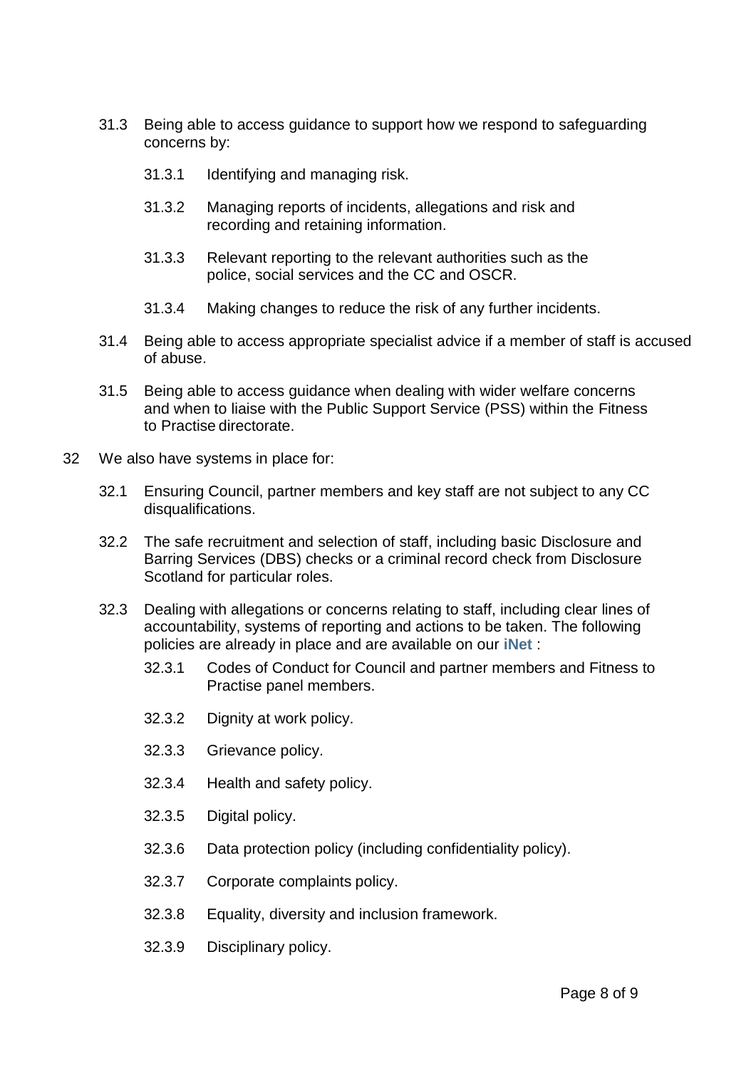31.3 Being able to access guidance to support how we respond to safeguarding concerns by:

   31.3.1 Identifying and managing risk.

   31.3.2 Managing reports of incidents, allegations and risk and recording and retaining information.

   31.3.3 Relevant reporting to the relevant authorities such as the police, social services and the CC and OSCR.

   31.3.4 Making changes to reduce the risk of any further incidents.

31.4 Being able to access appropriate specialist advice if a member of staff is accused of abuse.

31.5 Being able to access guidance when dealing with wider welfare concerns and when to liaise with the Public Support Service (PSS) within the Fitness to Practise directorate.

32 We also have systems in place for:

32.1 Ensuring Council, partner members and key staff are not subject to any CC disqualifications.

32.2 The safe recruitment and selection of staff, including basic Disclosure and Barring Services (DBS) checks or a criminal record check from Disclosure Scotland for particular roles.

32.3 Dealing with allegations or concerns relating to staff, including clear lines of accountability, systems of reporting and actions to be taken. The following policies are already in place and are available on our **iNet** :

   32.3.1 Codes of Conduct for Council and partner members and Fitness to Practise panel members.

   32.3.2 Dignity at work policy.

   32.3.3 Grievance policy.

   32.3.4 Health and safety policy.

   32.3.5 Digital policy.

   32.3.6 Data protection policy (including confidentiality policy).

   32.3.7 Corporate complaints policy.

   32.3.8 Equality, diversity and inclusion framework.

   32.3.9 Disciplinary policy.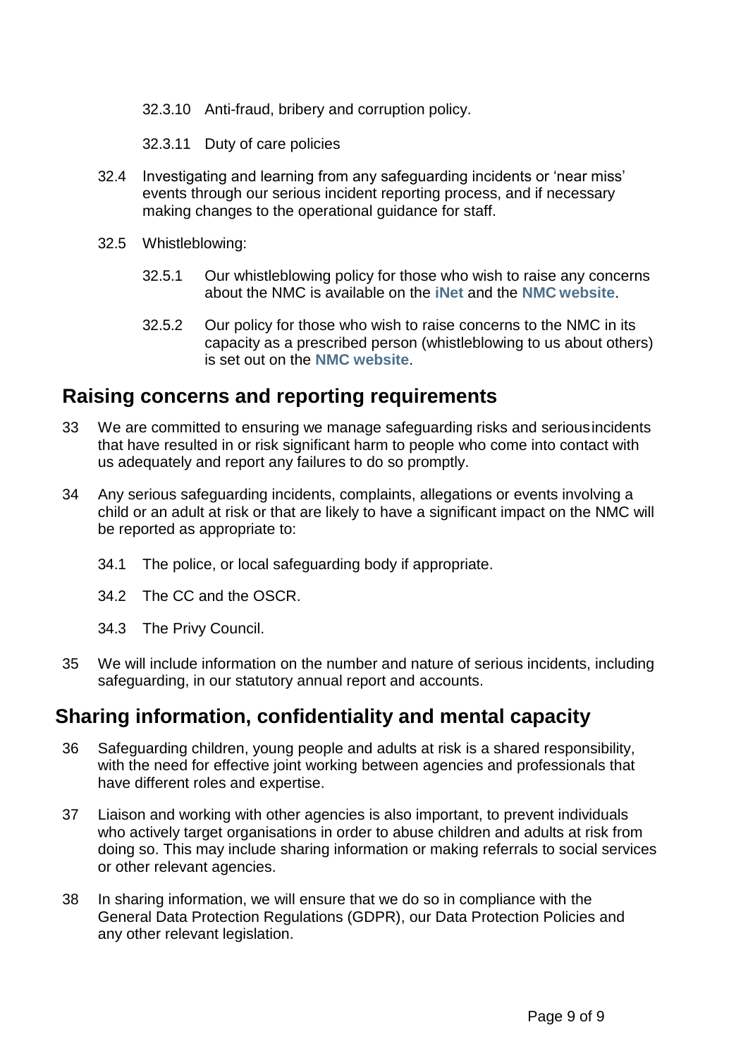32.3.10 Anti-fraud, bribery and corruption policy.

32.3.11 Duty of care policies

32.4 Investigating and learning from any safeguarding incidents or 'near miss' events through our serious incident reporting process, and if necessary making changes to the operational guidance for staff.

32.5 Whistleblowing:

32.5.1 Our whistleblowing policy for those who wish to raise any concerns about the NMC is available on the **iNet** and the **NMC website**.

32.5.2 Our policy for those who wish to raise concerns to the NMC in its capacity as a prescribed person (whistleblowing to us about others) is set out on the **NMC website**.

## Raising concerns and reporting requirements

33 We are committed to ensuring we manage safeguarding risks and serious incidents that have resulted in or risk significant harm to people who come into contact with us adequately and report any failures to do so promptly.

34 Any serious safeguarding incidents, complaints, allegations or events involving a child or an adult at risk or that are likely to have a significant impact on the NMC will be reported as appropriate to:

34.1 The police, or local safeguarding body if appropriate.

34.2 The CC and the OSCR.

34.3 The Privy Council.

35 We will include information on the number and nature of serious incidents, including safeguarding, in our statutory annual report and accounts.

## Sharing information, confidentiality and mental capacity

36 Safeguarding children, young people and adults at risk is a shared responsibility, with the need for effective joint working between agencies and professionals that have different roles and expertise.

37 Liaison and working with other agencies is also important, to prevent individuals who actively target organisations in order to abuse children and adults at risk from doing so. This may include sharing information or making referrals to social services or other relevant agencies.

38 In sharing information, we will ensure that we do so in compliance with the General Data Protection Regulations (GDPR), our Data Protection Policies and any other relevant legislation.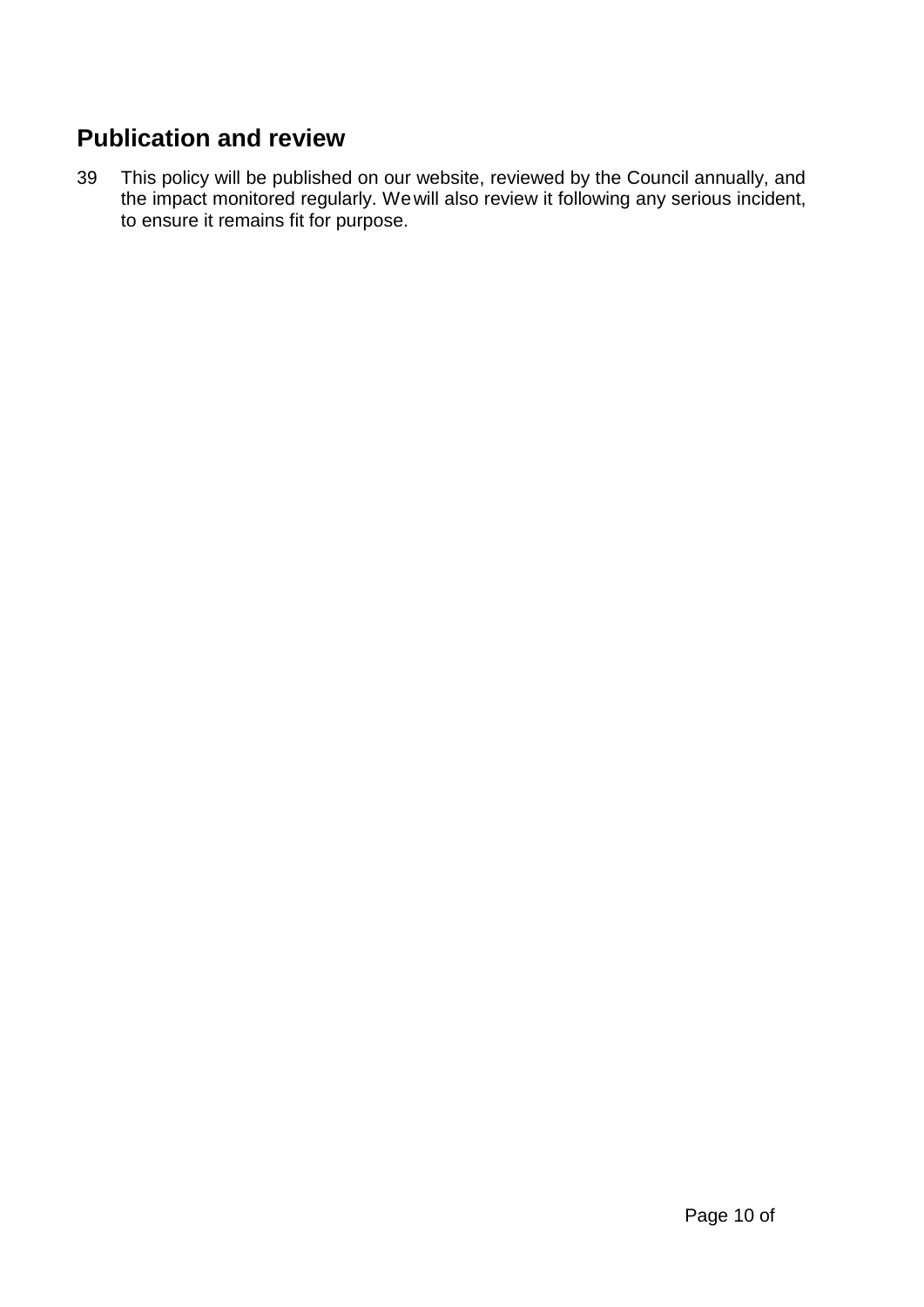## Publication and review

39 This policy will be published on our website, reviewed by the Council annually, and the impact monitored regularly. We will also review it following any serious incident, to ensure it remains fit for purpose.